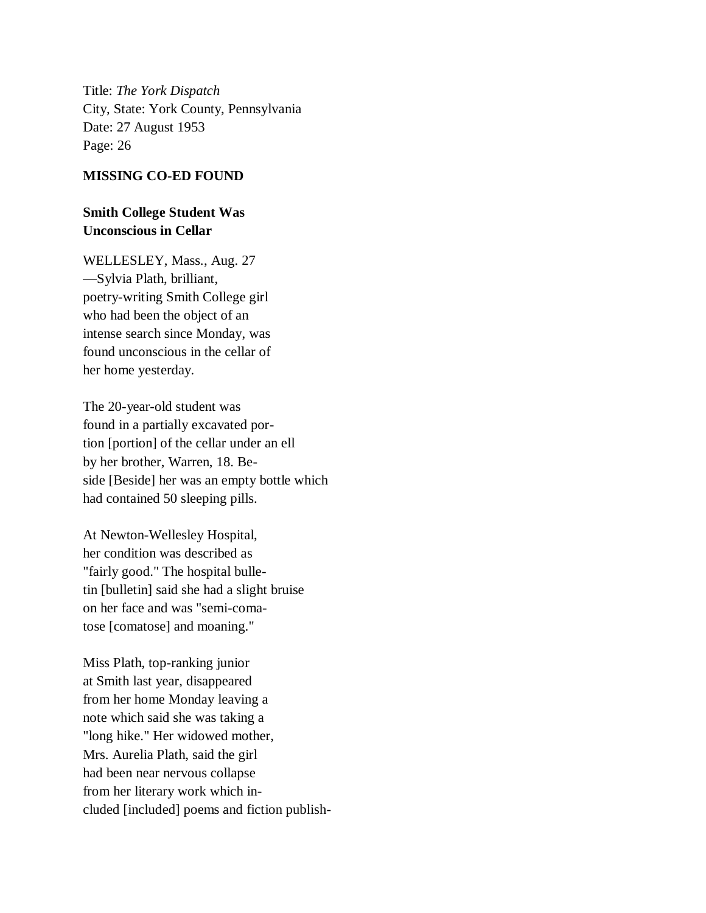Title: *The York Dispatch*
City, State: York County, Pennsylvania
Date: 27 August 1953
Page: 26

**MISSING CO-ED FOUND**

**Smith College Student Was Unconscious in Cellar**

WELLESLEY, Mass., Aug. 27 —Sylvia Plath, brilliant, poetry-writing Smith College girl who had been the object of an intense search since Monday, was found unconscious in the cellar of her home yesterday.

The 20-year-old student was found in a partially excavated por- tion [portion] of the cellar under an ell by her brother, Warren, 18. Be- side [Beside] her was an empty bottle which had contained 50 sleeping pills.

At Newton-Wellesley Hospital, her condition was described as "fairly good." The hospital bulle- tin [bulletin] said she had a slight bruise on her face and was "semi-coma- tose [comatose] and moaning."

Miss Plath, top-ranking junior at Smith last year, disappeared from her home Monday leaving a note which said she was taking a "long hike." Her widowed mother, Mrs. Aurelia Plath, said the girl had been near nervous collapse from her literary work which in- cluded [included] poems and fiction publish-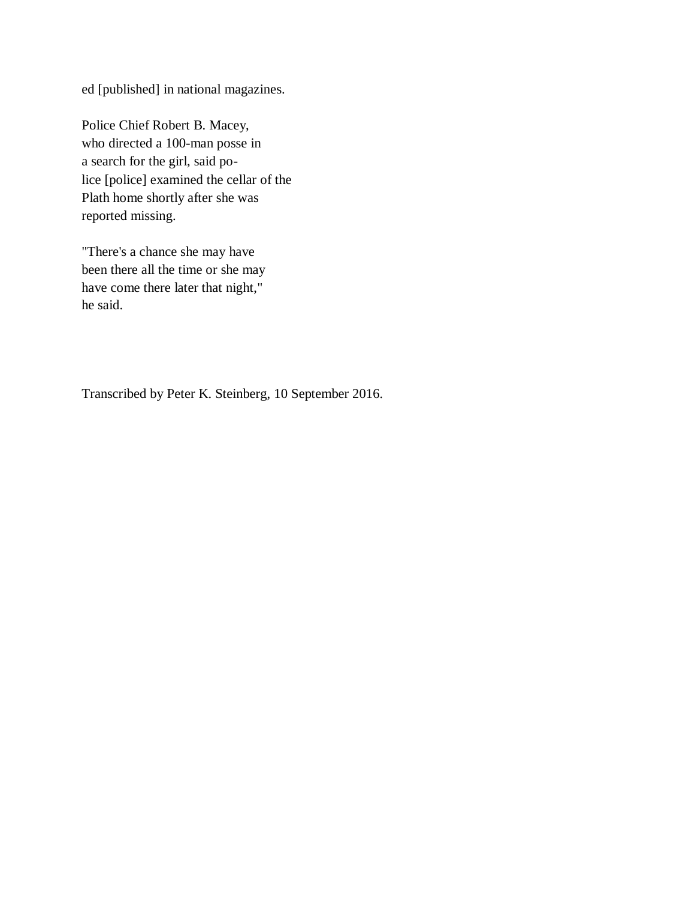ed [published] in national magazines.

Police Chief Robert B. Macey, who directed a 100-man posse in a search for the girl, said po- lice [police] examined the cellar of the Plath home shortly after she was reported missing.

"There's a chance she may have been there all the time or she may have come there later that night," he said.

Transcribed by Peter K. Steinberg, 10 September 2016.